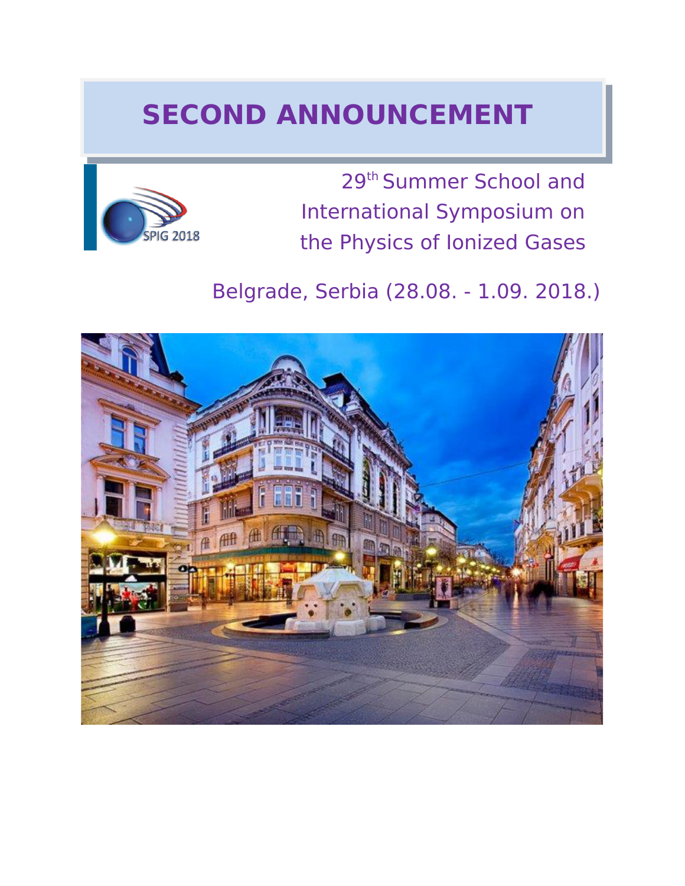# SECOND ANNOUNCEMENT

29th Summer School and International Symposium on the Physics of Ionized Gases

Belgrade, Serbia (28.08. - 1.09. 2018.)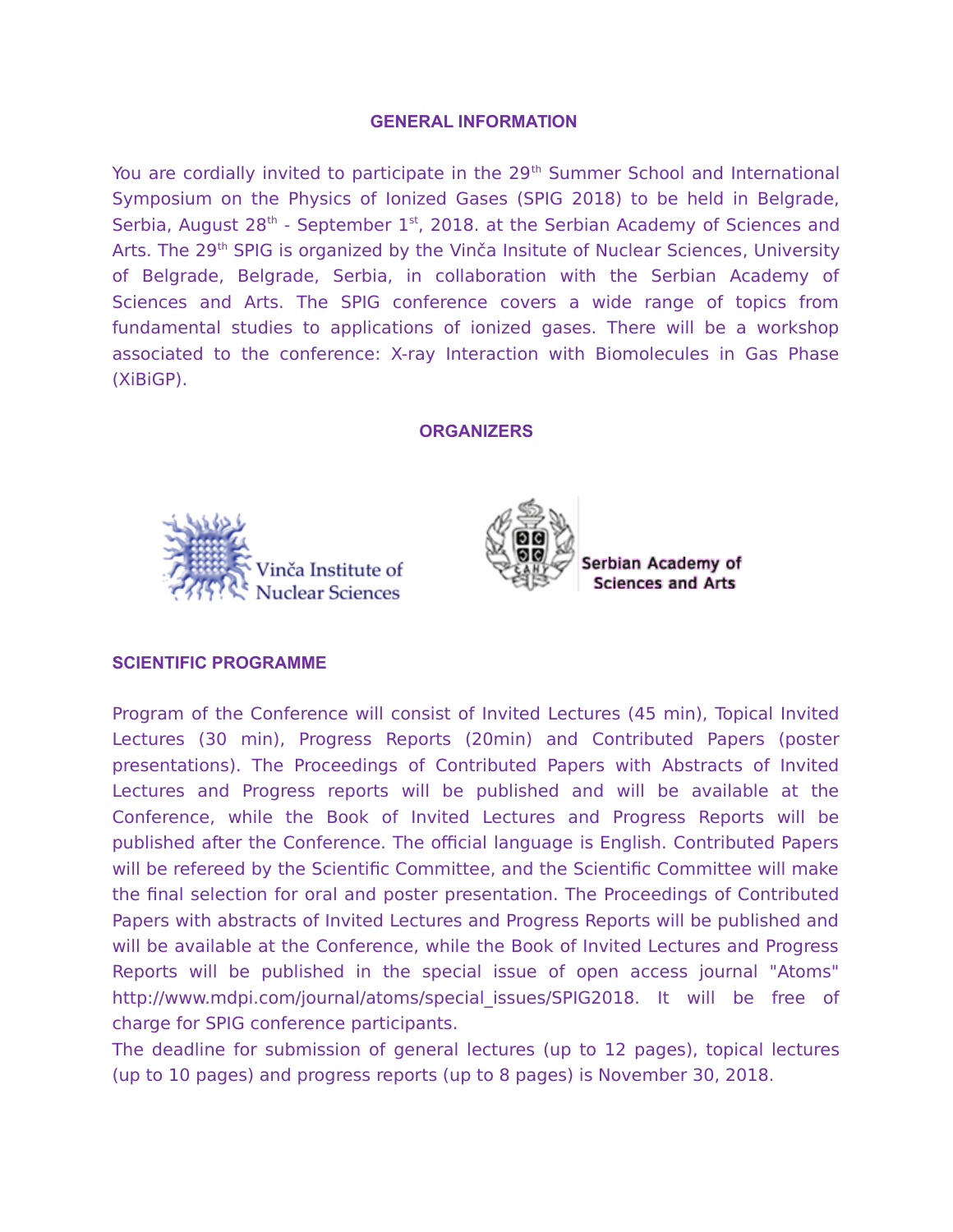## GENERAL INFORMATION

You are cordially invited to participate in the 29th Summer School and International Symposium on the Physics of Ionized Gases (SPIG 2018) to be held in Belgrade, Serbia, August 28th - September 1st, 2018. at the Serbian Academy of Sciences and Arts. The 29th SPIG is organized by the Vinča Insitute of Nuclear Sciences, University of Belgrade, Belgrade, Serbia, in collaboration with the Serbian Academy of Sciences and Arts. The SPIG conference covers a wide range of topics from fundamental studies to applications of ionized gases. There will be a workshop associated to the conference: X-ray Interaction with Biomolecules in Gas Phase (XiBiGP).

## ORGANIZERS

Vinča Institute of Nuclear Sciences

Serbian Academy of Sciences and Arts

## SCIENTIFIC PROGRAMME

Program of the Conference will consist of Invited Lectures (45 min), Topical Invited Lectures (30 min), Progress Reports (20min) and Contributed Papers (poster presentations). The Proceedings of Contributed Papers with Abstracts of Invited Lectures and Progress reports will be published and will be available at the Conference, while the Book of Invited Lectures and Progress Reports will be published after the Conference. The official language is English. Contributed Papers will be refereed by the Scientific Committee, and the Scientific Committee will make the final selection for oral and poster presentation. The Proceedings of Contributed Papers with abstracts of Invited Lectures and Progress Reports will be published and will be available at the Conference, while the Book of Invited Lectures and Progress Reports will be published in the special issue of open access journal "Atoms" http://www.mdpi.com/journal/atoms/special_issues/SPIG2018. It will be free of charge for SPIG conference participants.

The deadline for submission of general lectures (up to 12 pages), topical lectures (up to 10 pages) and progress reports (up to 8 pages) is November 30, 2018.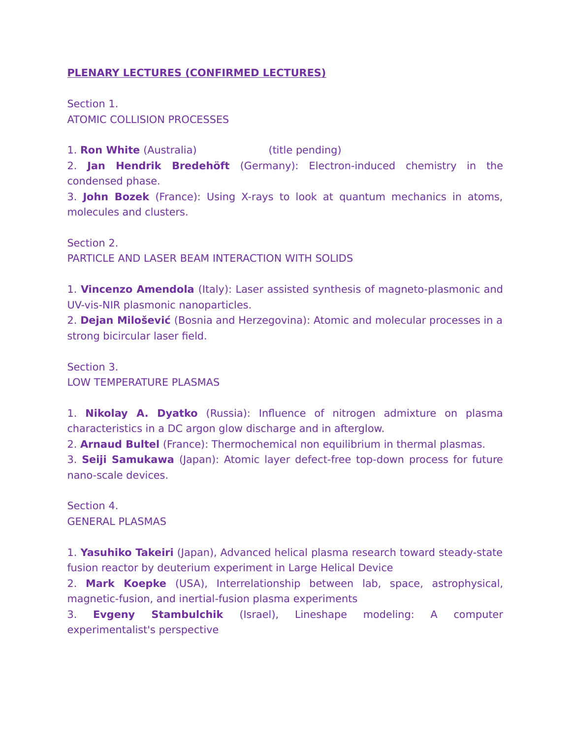## PLENARY LECTURES (CONFIRMED LECTURES)

Section 1.
ATOMIC COLLISION PROCESSES

1. **Ron White** (Australia) (title pending)
2. **Jan Hendrik Bredehöft** (Germany): Electron-induced chemistry in the condensed phase.
3. **John Bozek** (France): Using X-rays to look at quantum mechanics in atoms, molecules and clusters.

Section 2.
PARTICLE AND LASER BEAM INTERACTION WITH SOLIDS

1. **Vincenzo Amendola** (Italy): Laser assisted synthesis of magneto-plasmonic and UV-vis-NIR plasmonic nanoparticles.
2. **Dejan Milošević** (Bosnia and Herzegovina): Atomic and molecular processes in a strong bicircular laser field.

Section 3.
LOW TEMPERATURE PLASMAS

1. **Nikolay A. Dyatko** (Russia): Influence of nitrogen admixture on plasma characteristics in a DC argon glow discharge and in afterglow.
2. **Arnaud Bultel** (France): Thermochemical non equilibrium in thermal plasmas.
3. **Seiji Samukawa** (Japan): Atomic layer defect-free top-down process for future nano-scale devices.

Section 4.
GENERAL PLASMAS

1. **Yasuhiko Takeiri** (Japan), Advanced helical plasma research toward steady-state fusion reactor by deuterium experiment in Large Helical Device
2. **Mark Koepke** (USA), Interrelationship between lab, space, astrophysical, magnetic-fusion, and inertial-fusion plasma experiments
3. **Evgeny Stambulchik** (Israel), Lineshape modeling: A computer experimentalist's perspective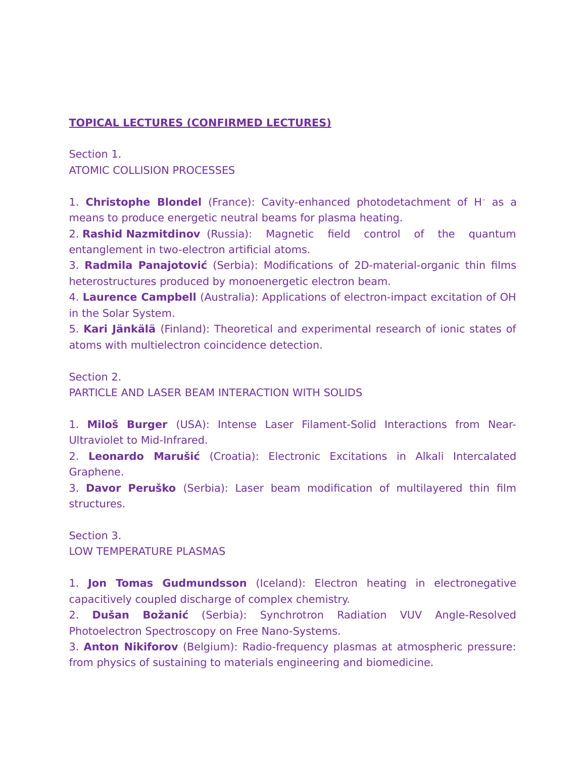## TOPICAL LECTURES (CONFIRMED LECTURES)

Section 1.
ATOMIC COLLISION PROCESSES

1. **Christophe Blondel** (France): Cavity-enhanced photodetachment of $H^-$ as a means to produce energetic neutral beams for plasma heating.
2. **Rashid Nazmitdinov** (Russia): Magnetic field control of the quantum entanglement in two-electron artificial atoms.
3. **Radmila Panajotović** (Serbia): Modifications of 2D-material-organic thin films heterostructures produced by monoenergetic electron beam.
4. **Laurence Campbell** (Australia): Applications of electron-impact excitation of OH in the Solar System.
5. **Kari Jänkälä** (Finland): Theoretical and experimental research of ionic states of atoms with multielectron coincidence detection.

Section 2.
PARTICLE AND LASER BEAM INTERACTION WITH SOLIDS

1. **Miloš Burger** (USA): Intense Laser Filament-Solid Interactions from Near-Ultraviolet to Mid-Infrared.
2. **Leonardo Marušić** (Croatia): Electronic Excitations in Alkali Intercalated Graphene.
3. **Davor Peruško** (Serbia): Laser beam modification of multilayered thin film structures.

Section 3.
LOW TEMPERATURE PLASMAS

1. **Jon Tomas Gudmundsson** (Iceland): Electron heating in electronegative capacitively coupled discharge of complex chemistry.
2. **Dušan Božanić** (Serbia): Synchrotron Radiation VUV Angle-Resolved Photoelectron Spectroscopy on Free Nano-Systems.
3. **Anton Nikiforov** (Belgium): Radio-frequency plasmas at atmospheric pressure: from physics of sustaining to materials engineering and biomedicine.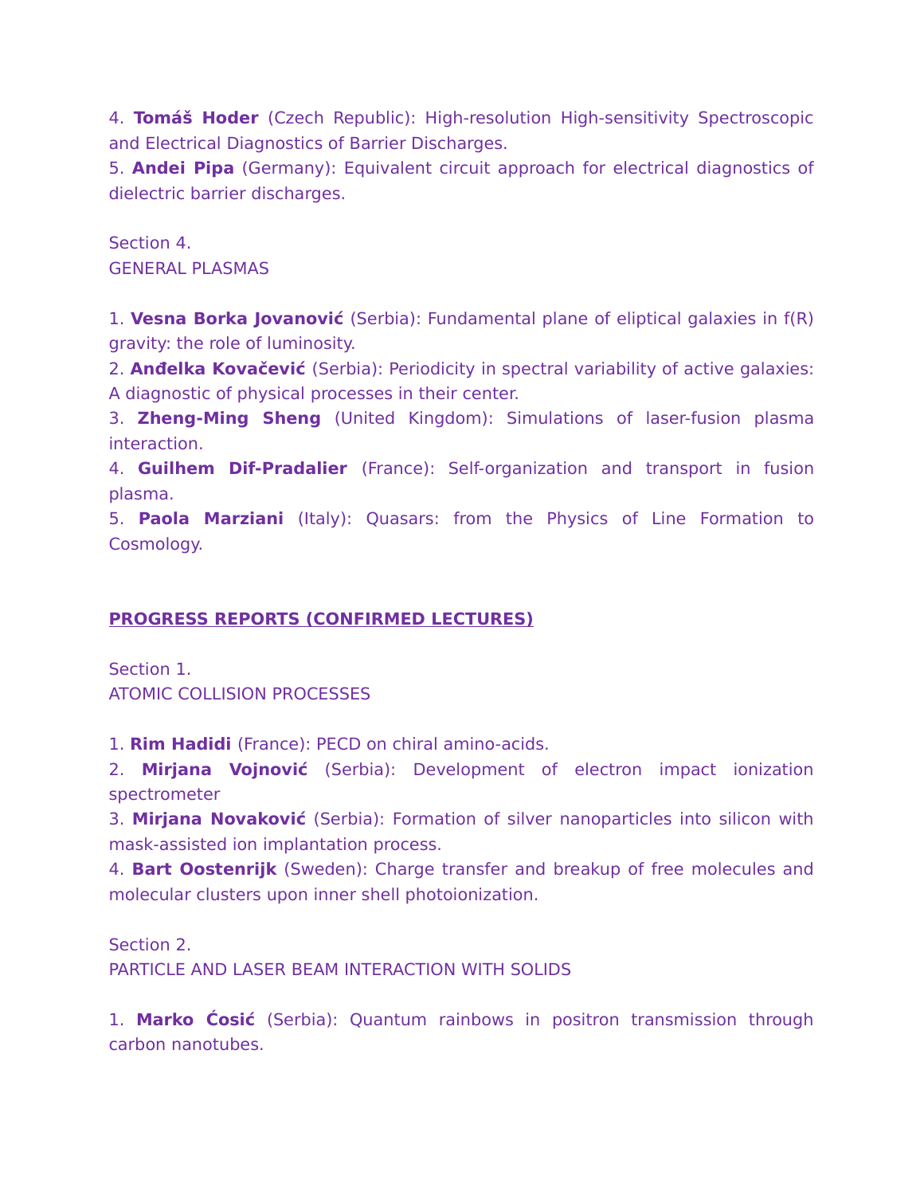4. **Tomáš Hoder** (Czech Republic): High-resolution High-sensitivity Spectroscopic and Electrical Diagnostics of Barrier Discharges.
5. **Andei Pipa** (Germany): Equivalent circuit approach for electrical diagnostics of dielectric barrier discharges.

Section 4.
GENERAL PLASMAS

1. **Vesna Borka Jovanović** (Serbia): Fundamental plane of eliptical galaxies in f(R) gravity: the role of luminosity.
2. **Anđelka Kovačević** (Serbia): Periodicity in spectral variability of active galaxies: A diagnostic of physical processes in their center.
3. **Zheng-Ming Sheng** (United Kingdom): Simulations of laser-fusion plasma interaction.
4. **Guilhem Dif-Pradalier** (France): Self-organization and transport in fusion plasma.
5. **Paola Marziani** (Italy): Quasars: from the Physics of Line Formation to Cosmology.

## PROGRESS REPORTS (CONFIRMED LECTURES)

Section 1.
ATOMIC COLLISION PROCESSES

1. **Rim Hadidi** (France): PECD on chiral amino-acids.
2. **Mirjana Vojnović** (Serbia): Development of electron impact ionization spectrometer
3. **Mirjana Novaković** (Serbia): Formation of silver nanoparticles into silicon with mask-assisted ion implantation process.
4. **Bart Oostenrijk** (Sweden): Charge transfer and breakup of free molecules and molecular clusters upon inner shell photoionization.

Section 2.
PARTICLE AND LASER BEAM INTERACTION WITH SOLIDS

1. **Marko Ćosić** (Serbia): Quantum rainbows in positron transmission through carbon nanotubes.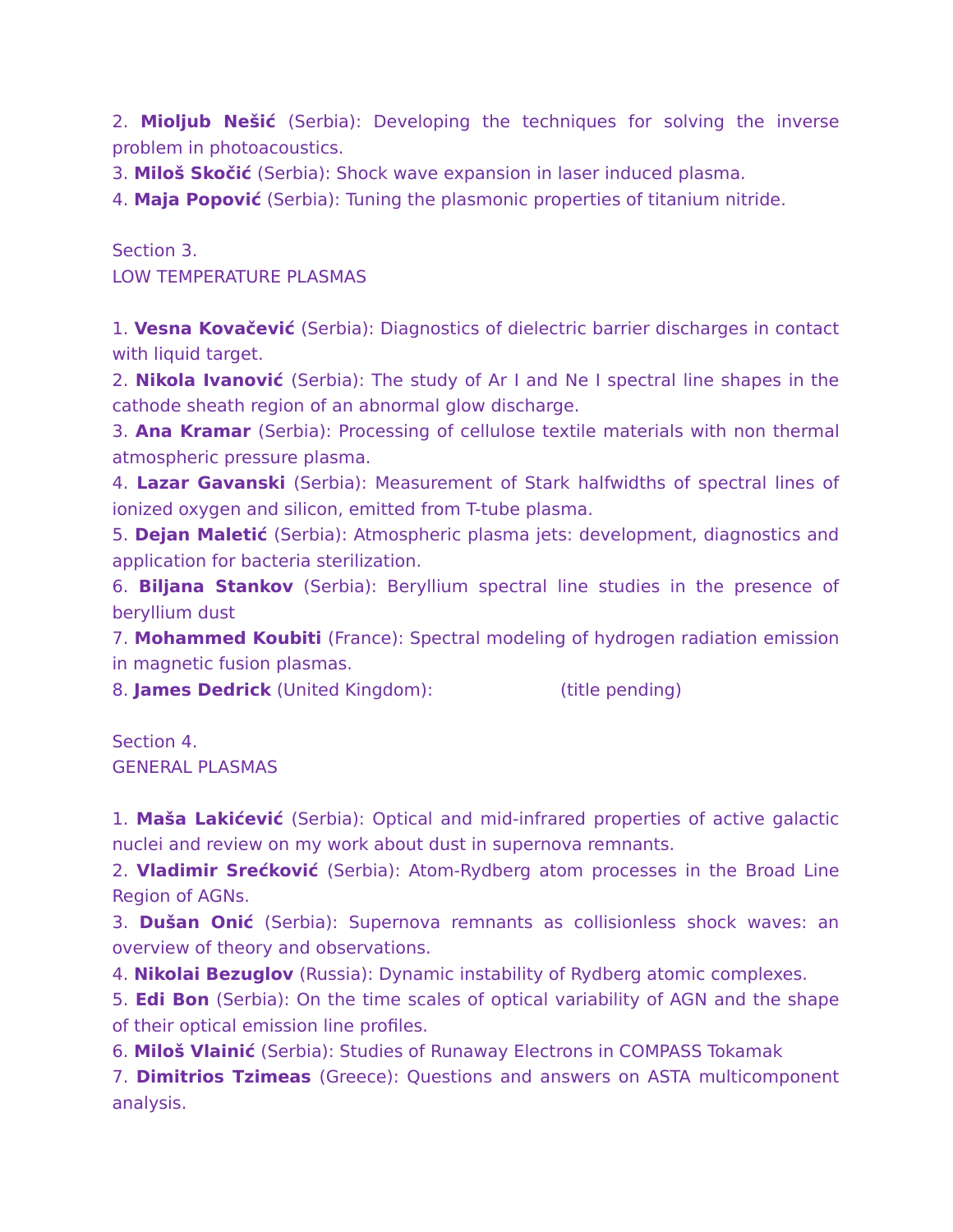2. **Mioljub Nešić** (Serbia): Developing the techniques for solving the inverse problem in photoacoustics.
3. **Miloš Skočić** (Serbia): Shock wave expansion in laser induced plasma.
4. **Maja Popović** (Serbia): Tuning the plasmonic properties of titanium nitride.

Section 3.
LOW TEMPERATURE PLASMAS

1. **Vesna Kovačević** (Serbia): Diagnostics of dielectric barrier discharges in contact with liquid target.
2. **Nikola Ivanović** (Serbia): The study of Ar I and Ne I spectral line shapes in the cathode sheath region of an abnormal glow discharge.
3. **Ana Kramar** (Serbia): Processing of cellulose textile materials with non thermal atmospheric pressure plasma.
4. **Lazar Gavanski** (Serbia): Measurement of Stark halfwidths of spectral lines of ionized oxygen and silicon, emitted from T-tube plasma.
5. **Dejan Maletić** (Serbia): Atmospheric plasma jets: development, diagnostics and application for bacteria sterilization.
6. **Biljana Stankov** (Serbia): Beryllium spectral line studies in the presence of beryllium dust
7. **Mohammed Koubiti** (France): Spectral modeling of hydrogen radiation emission in magnetic fusion plasmas.
8. **James Dedrick** (United Kingdom): (title pending)

Section 4.
GENERAL PLASMAS

1. **Maša Lakićević** (Serbia): Optical and mid-infrared properties of active galactic nuclei and review on my work about dust in supernova remnants.
2. **Vladimir Srećković** (Serbia): Atom-Rydberg atom processes in the Broad Line Region of AGNs.
3. **Dušan Onić** (Serbia): Supernova remnants as collisionless shock waves: an overview of theory and observations.
4. **Nikolai Bezuglov** (Russia): Dynamic instability of Rydberg atomic complexes.
5. **Edi Bon** (Serbia): On the time scales of optical variability of AGN and the shape of their optical emission line profiles.
6. **Miloš Vlainić** (Serbia): Studies of Runaway Electrons in COMPASS Tokamak
7. **Dimitrios Tzimeas** (Greece): Questions and answers on ASTA multicomponent analysis.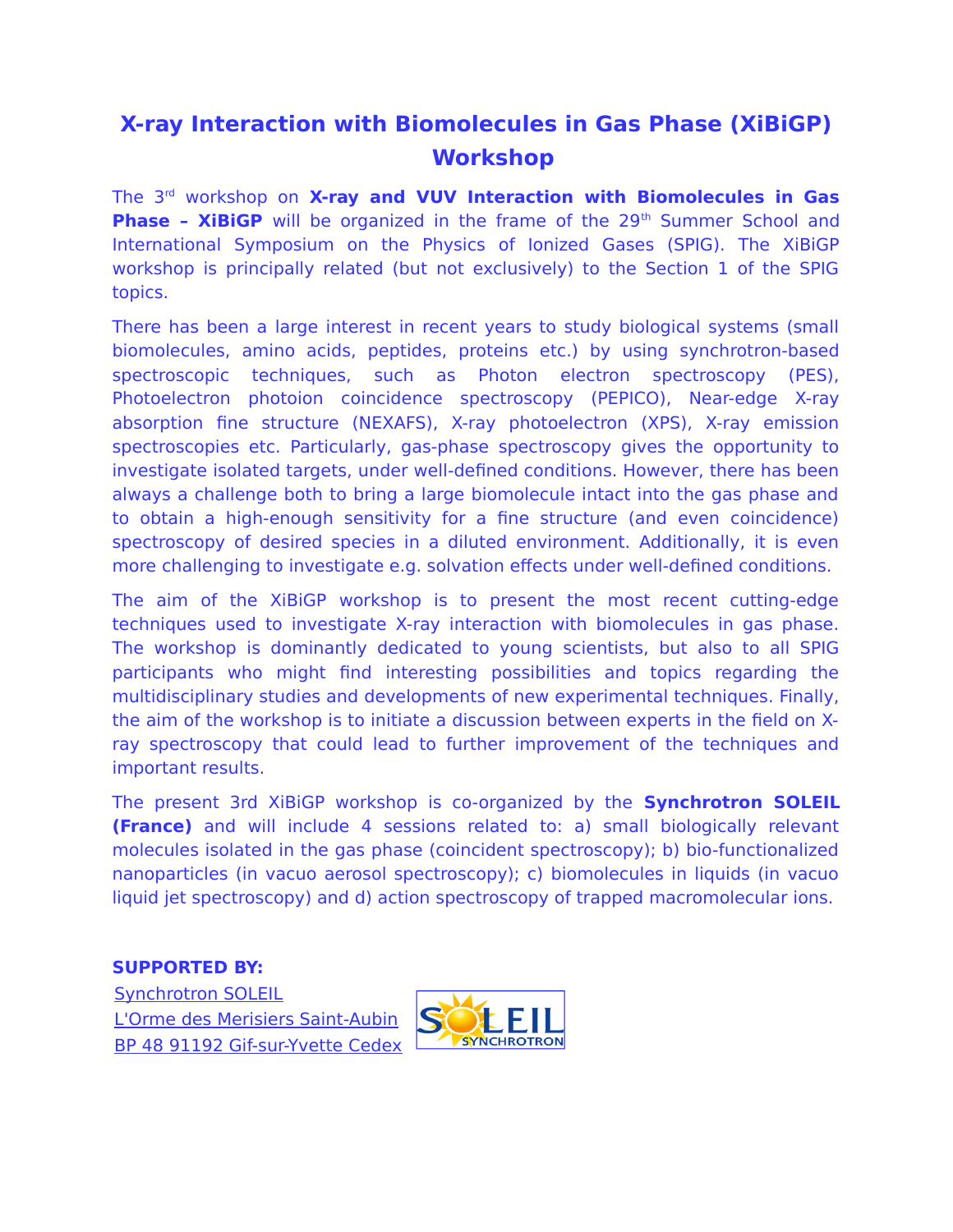# X-ray Interaction with Biomolecules in Gas Phase (XiBiGP) Workshop

The 3rd workshop on **X-ray and VUV Interaction with Biomolecules in Gas Phase – XiBiGP** will be organized in the frame of the 29th Summer School and International Symposium on the Physics of Ionized Gases (SPIG). The XiBiGP workshop is principally related (but not exclusively) to the Section 1 of the SPIG topics.

There has been a large interest in recent years to study biological systems (small biomolecules, amino acids, peptides, proteins etc.) by using synchrotron-based spectroscopic techniques, such as Photon electron spectroscopy (PES), Photoelectron photoion coincidence spectroscopy (PEPICO), Near-edge X-ray absorption fine structure (NEXAFS), X-ray photoelectron (XPS), X-ray emission spectroscopies etc. Particularly, gas-phase spectroscopy gives the opportunity to investigate isolated targets, under well-defined conditions. However, there has been always a challenge both to bring a large biomolecule intact into the gas phase and to obtain a high-enough sensitivity for a fine structure (and even coincidence) spectroscopy of desired species in a diluted environment. Additionally, it is even more challenging to investigate e.g. solvation effects under well-defined conditions.

The aim of the XiBiGP workshop is to present the most recent cutting-edge techniques used to investigate X-ray interaction with biomolecules in gas phase. The workshop is dominantly dedicated to young scientists, but also to all SPIG participants who might find interesting possibilities and topics regarding the multidisciplinary studies and developments of new experimental techniques. Finally, the aim of the workshop is to initiate a discussion between experts in the field on X-ray spectroscopy that could lead to further improvement of the techniques and important results.

The present 3rd XiBiGP workshop is co-organized by the **Synchrotron SOLEIL (France)** and will include 4 sessions related to: a) small biologically relevant molecules isolated in the gas phase (coincident spectroscopy); b) bio-functionalized nanoparticles (in vacuo aerosol spectroscopy); c) biomolecules in liquids (in vacuo liquid jet spectroscopy) and d) action spectroscopy of trapped macromolecular ions.

**SUPPORTED BY:**

Synchrotron SOLEIL
L'Orme des Merisiers Saint-Aubin
BP 48 91192 Gif-sur-Yvette Cedex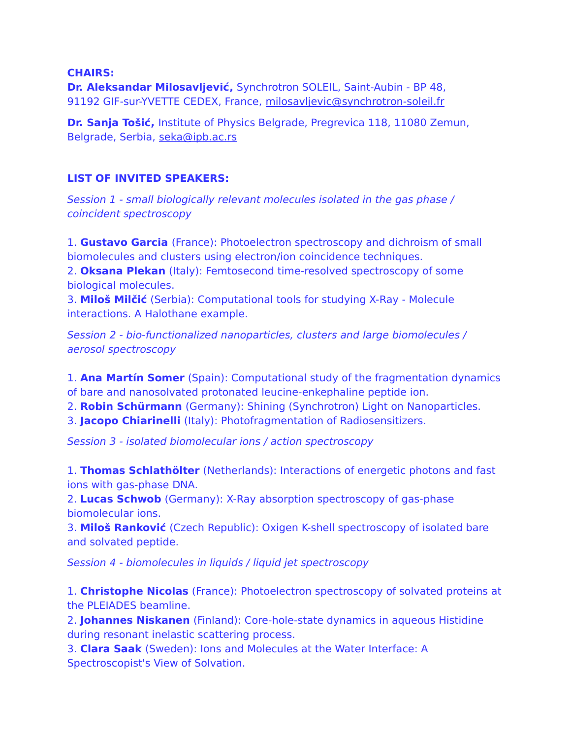**CHAIRS:**

**Dr. Aleksandar Milosavljević,** Synchrotron SOLEIL, Saint-Aubin - BP 48, 91192 GIF-sur-YVETTE CEDEX, France, milosavljevic@synchrotron-soleil.fr

**Dr. Sanja Tošić,** Institute of Physics Belgrade, Pregrevica 118, 11080 Zemun, Belgrade, Serbia, seka@ipb.ac.rs

**LIST OF INVITED SPEAKERS:**

*Session 1 - small biologically relevant molecules isolated in the gas phase / coincident spectroscopy*

1. **Gustavo Garcia** (France): Photoelectron spectroscopy and dichroism of small biomolecules and clusters using electron/ion coincidence techniques.
2. **Oksana Plekan** (Italy): Femtosecond time-resolved spectroscopy of some biological molecules.
3. **Miloš Milčić** (Serbia): Computational tools for studying X-Ray - Molecule interactions. A Halothane example.

*Session 2 - bio-functionalized nanoparticles, clusters and large biomolecules / aerosol spectroscopy*

1. **Ana Martín Somer** (Spain): Computational study of the fragmentation dynamics of bare and nanosolvated protonated leucine-enkephaline peptide ion.
2. **Robin Schürmann** (Germany): Shining (Synchrotron) Light on Nanoparticles.
3. **Jacopo Chiarinelli** (Italy): Photofragmentation of Radiosensitizers.

*Session 3 - isolated biomolecular ions / action spectroscopy*

1. **Thomas Schlathölter** (Netherlands): Interactions of energetic photons and fast ions with gas-phase DNA.
2. **Lucas Schwob** (Germany): X-Ray absorption spectroscopy of gas-phase biomolecular ions.
3. **Miloš Ranković** (Czech Republic): Oxigen K-shell spectroscopy of isolated bare and solvated peptide.

*Session 4 - biomolecules in liquids / liquid jet spectroscopy*

1. **Christophe Nicolas** (France): Photoelectron spectroscopy of solvated proteins at the PLEIADES beamline.
2. **Johannes Niskanen** (Finland): Core-hole-state dynamics in aqueous Histidine during resonant inelastic scattering process.
3. **Clara Saak** (Sweden): Ions and Molecules at the Water Interface: A Spectroscopist's View of Solvation.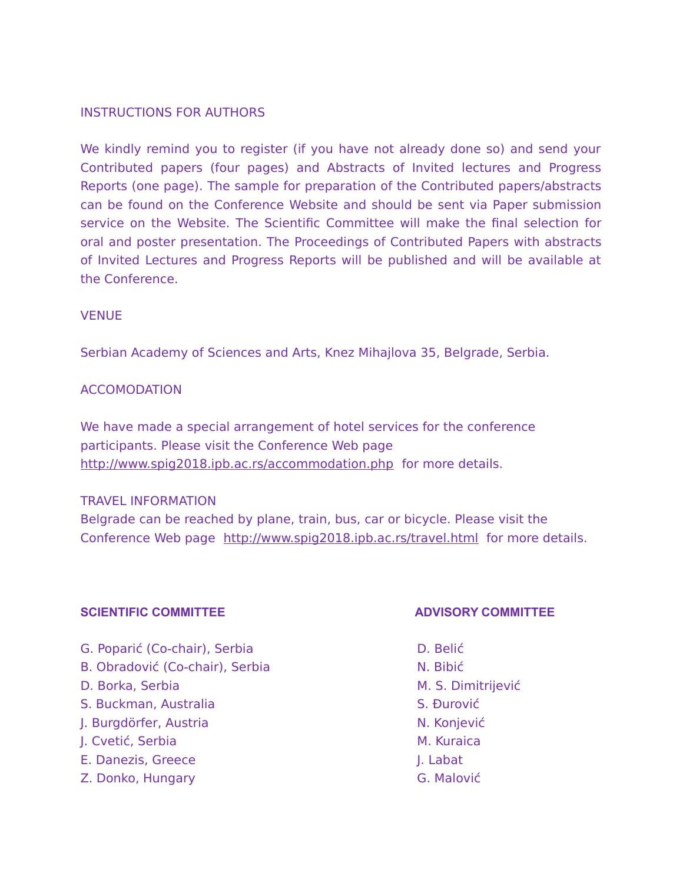## INSTRUCTIONS FOR AUTHORS

We kindly remind you to register (if you have not already done so) and send your Contributed papers (four pages) and Abstracts of Invited lectures and Progress Reports (one page). The sample for preparation of the Contributed papers/abstracts can be found on the Conference Website and should be sent via Paper submission service on the Website. The Scientific Committee will make the final selection for oral and poster presentation. The Proceedings of Contributed Papers with abstracts of Invited Lectures and Progress Reports will be published and will be available at the Conference.

## VENUE

Serbian Academy of Sciences and Arts, Knez Mihajlova 35, Belgrade, Serbia.

## ACCOMODATION

We have made a special arrangement of hotel services for the conference participants. Please visit the Conference Web page http://www.spig2018.ipb.ac.rs/accommodation.php for more details.

## TRAVEL INFORMATION

Belgrade can be reached by plane, train, bus, car or bicycle. Please visit the Conference Web page http://www.spig2018.ipb.ac.rs/travel.html for more details.

### SCIENTIFIC COMMITTEE

G. Poparić (Co-chair), Serbia
B. Obradović (Co-chair), Serbia
D. Borka, Serbia
S. Buckman, Australia
J. Burgdörfer, Austria
J. Cvetić, Serbia
E. Danezis, Greece
Z. Donko, Hungary

### ADVISORY COMMITTEE

D. Belić
N. Bibić
M. S. Dimitrijević
S. Đurović
N. Konjević
M. Kuraica
J. Labat
G. Malović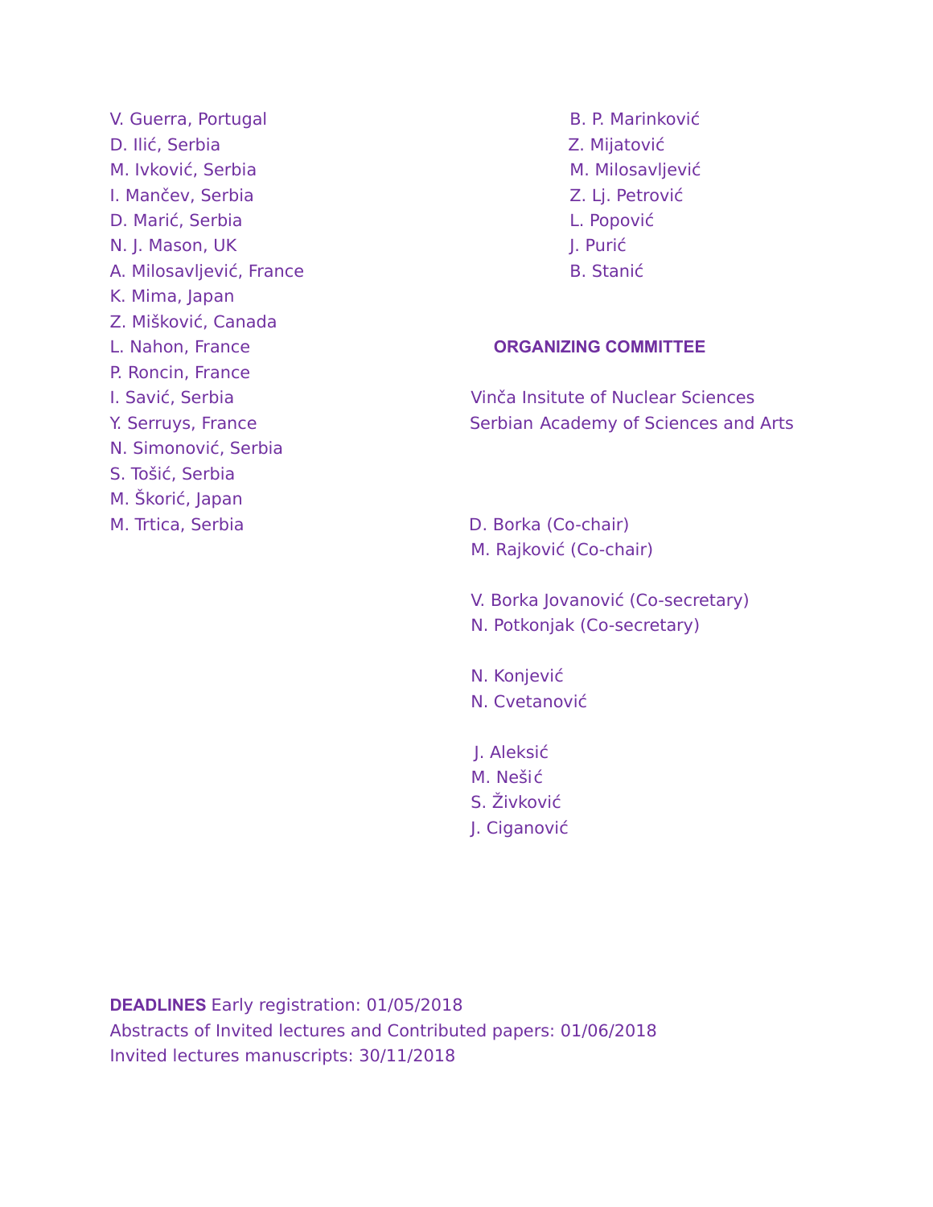V. Guerra, Portugal
D. Ilić, Serbia
M. Ivković, Serbia
I. Mančev, Serbia
D. Marić, Serbia
N. J. Mason, UK
A. Milosavljević, France
K. Mima, Japan
Z. Mišković, Canada
L. Nahon, France
P. Roncin, France
I. Savić, Serbia
Y. Serruys, France
N. Simonović, Serbia
S. Tošić, Serbia
M. Škorić, Japan
M. Trtica, Serbia

B. P. Marinković
Z. Mijatović
M. Milosavljević
Z. Lj. Petrović
L. Popović
J. Purić
B. Stanić

**ORGANIZING COMMITTEE**

Vinča Insitute of Nuclear Sciences
Serbian Academy of Sciences and Arts

D. Borka (Co-chair)
M. Rajković (Co-chair)

V. Borka Jovanović (Co-secretary)
N. Potkonjak (Co-secretary)

N. Konjević
N. Cvetanović

J. Aleksić
M. Nešić
S. Živković
J. Ciganović

**DEADLINES** Early registration: 01/05/2018
Abstracts of Invited lectures and Contributed papers: 01/06/2018
Invited lectures manuscripts: 30/11/2018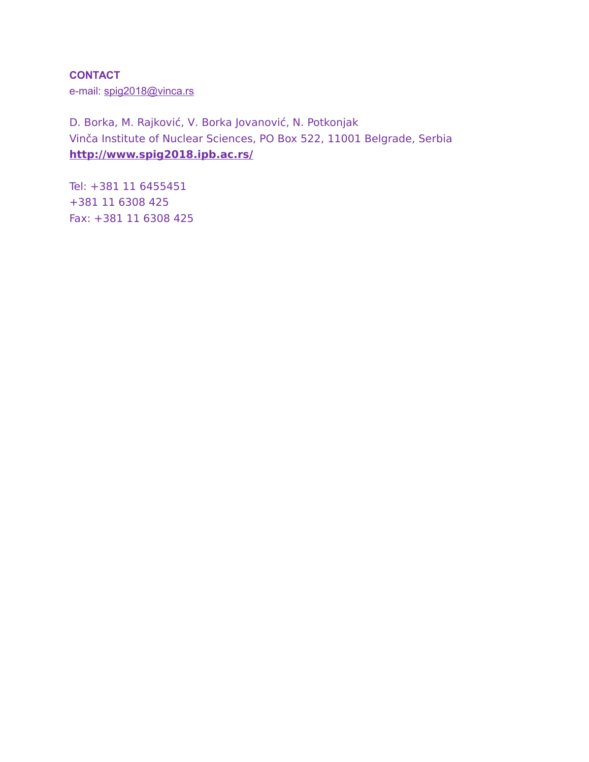## CONTACT

e-mail: spig2018@vinca.rs

D. Borka, M. Rajković, V. Borka Jovanović, N. Potkonjak
Vinča Institute of Nuclear Sciences, PO Box 522, 11001 Belgrade, Serbia
**http://www.spig2018.ipb.ac.rs/**

Tel: +381 11 6455451
+381 11 6308 425
Fax: +381 11 6308 425